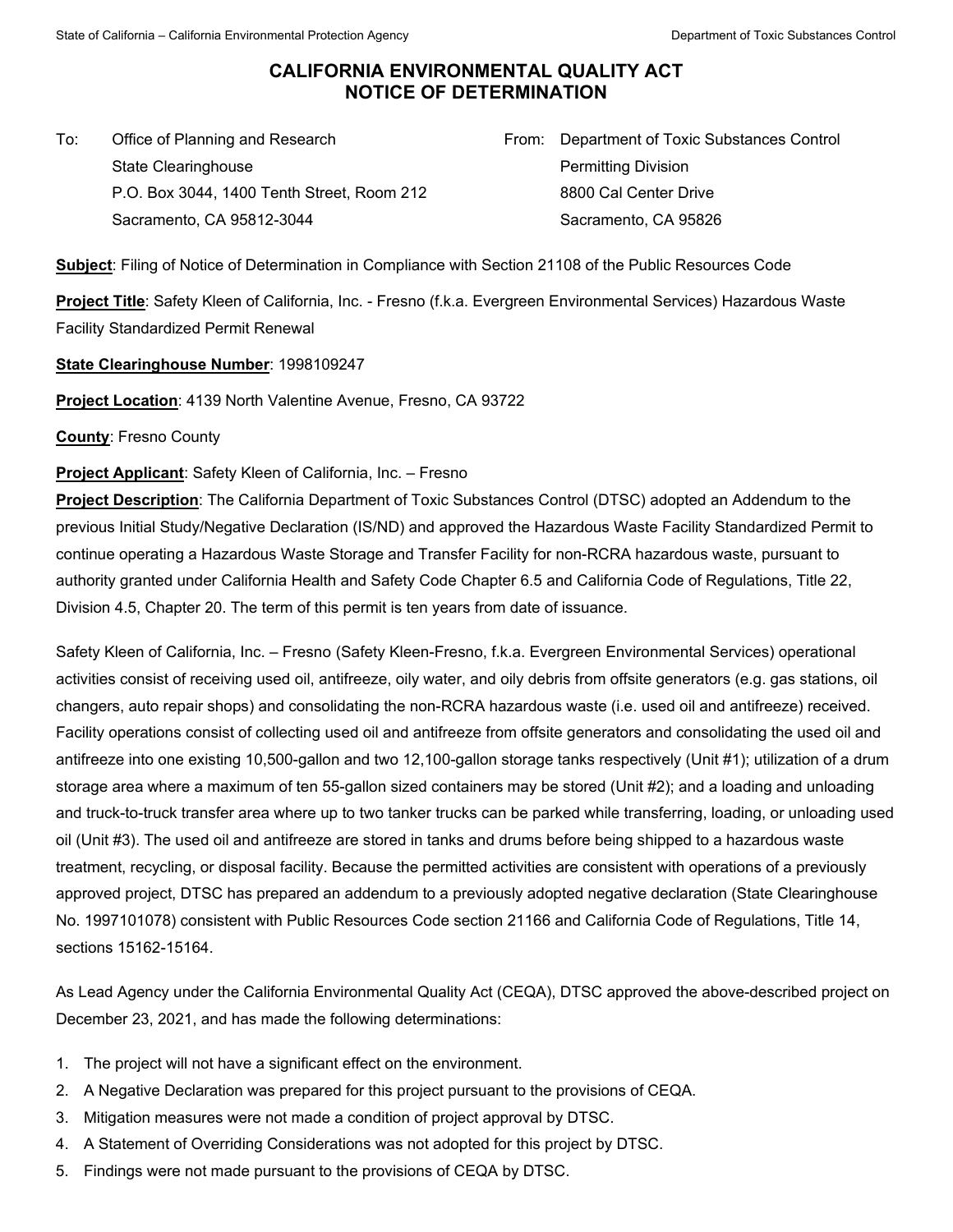# CALIFORNIA ENVIRONMENTAL QUALITY ACT
# NOTICE OF DETERMINATION

To: Office of Planning and Research
State Clearinghouse
P.O. Box 3044, 1400 Tenth Street, Room 212
Sacramento, CA 95812-3044

From: Department of Toxic Substances Control
Permitting Division
8800 Cal Center Drive
Sacramento, CA 95826

**Subject**: Filing of Notice of Determination in Compliance with Section 21108 of the Public Resources Code

**Project Title**: Safety Kleen of California, Inc. - Fresno (f.k.a. Evergreen Environmental Services) Hazardous Waste Facility Standardized Permit Renewal

**State Clearinghouse Number**: 1998109247

**Project Location**: 4139 North Valentine Avenue, Fresno, CA 93722

**County**: Fresno County

**Project Applicant**: Safety Kleen of California, Inc. – Fresno

**Project Description**: The California Department of Toxic Substances Control (DTSC) adopted an Addendum to the previous Initial Study/Negative Declaration (IS/ND) and approved the Hazardous Waste Facility Standardized Permit to continue operating a Hazardous Waste Storage and Transfer Facility for non-RCRA hazardous waste, pursuant to authority granted under California Health and Safety Code Chapter 6.5 and California Code of Regulations, Title 22, Division 4.5, Chapter 20. The term of this permit is ten years from date of issuance.

Safety Kleen of California, Inc. – Fresno (Safety Kleen-Fresno, f.k.a. Evergreen Environmental Services) operational activities consist of receiving used oil, antifreeze, oily water, and oily debris from offsite generators (e.g. gas stations, oil changers, auto repair shops) and consolidating the non-RCRA hazardous waste (i.e. used oil and antifreeze) received. Facility operations consist of collecting used oil and antifreeze from offsite generators and consolidating the used oil and antifreeze into one existing 10,500-gallon and two 12,100-gallon storage tanks respectively (Unit #1); utilization of a drum storage area where a maximum of ten 55-gallon sized containers may be stored (Unit #2); and a loading and unloading and truck-to-truck transfer area where up to two tanker trucks can be parked while transferring, loading, or unloading used oil (Unit #3). The used oil and antifreeze are stored in tanks and drums before being shipped to a hazardous waste treatment, recycling, or disposal facility. Because the permitted activities are consistent with operations of a previously approved project, DTSC has prepared an addendum to a previously adopted negative declaration (State Clearinghouse No. 1997101078) consistent with Public Resources Code section 21166 and California Code of Regulations, Title 14, sections 15162-15164.

As Lead Agency under the California Environmental Quality Act (CEQA), DTSC approved the above-described project on December 23, 2021, and has made the following determinations:

1. The project will not have a significant effect on the environment.
2. A Negative Declaration was prepared for this project pursuant to the provisions of CEQA.
3. Mitigation measures were not made a condition of project approval by DTSC.
4. A Statement of Overriding Considerations was not adopted for this project by DTSC.
5. Findings were not made pursuant to the provisions of CEQA by DTSC.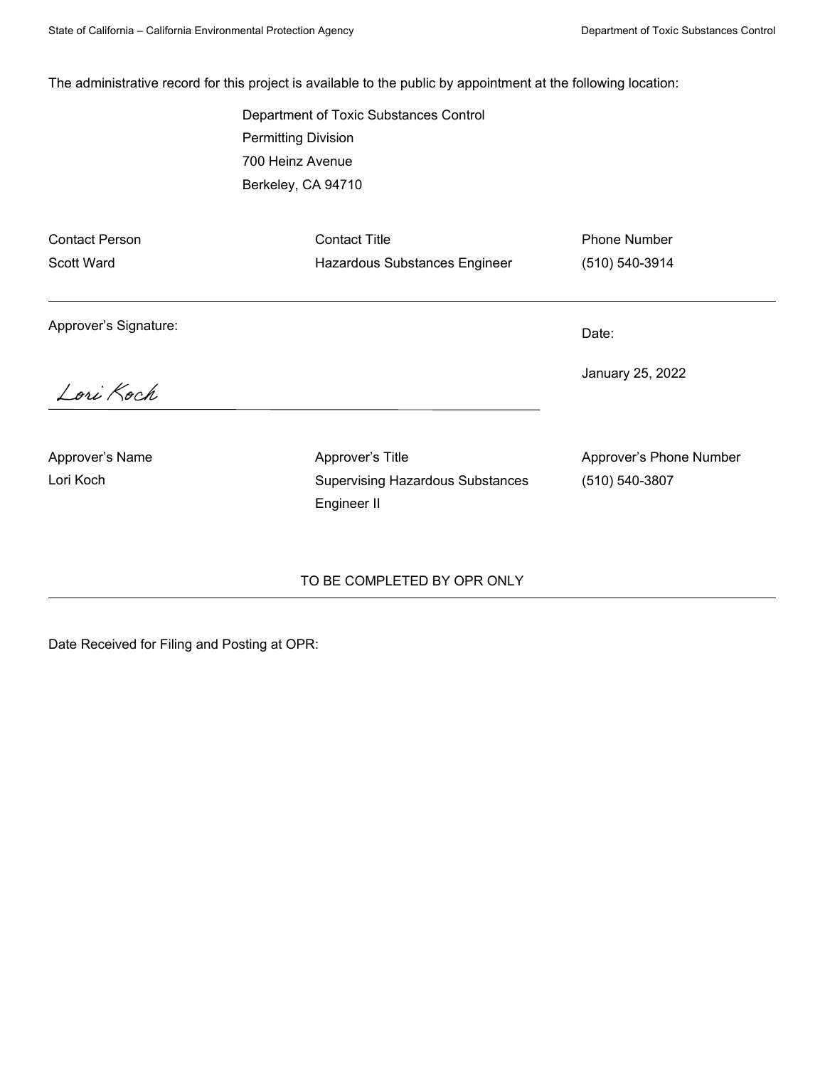The administrative record for this project is available to the public by appointment at the following location:

Department of Toxic Substances Control
Permitting Division
700 Heinz Avenue
Berkeley, CA 94710

| Contact Person | Contact Title | Phone Number |
| --- | --- | --- |
| Scott Ward | Hazardous Substances Engineer | (510) 540-3914 |

---

Approver's Signature:

Lori Koch

Date:

January 25, 2022

| Approver's Name | Approver's Title | Approver's Phone Number |
| --- | --- | --- |
| Lori Koch | Supervising Hazardous Substances Engineer II | (510) 540-3807 |

TO BE COMPLETED BY OPR ONLY

---

Date Received for Filing and Posting at OPR: